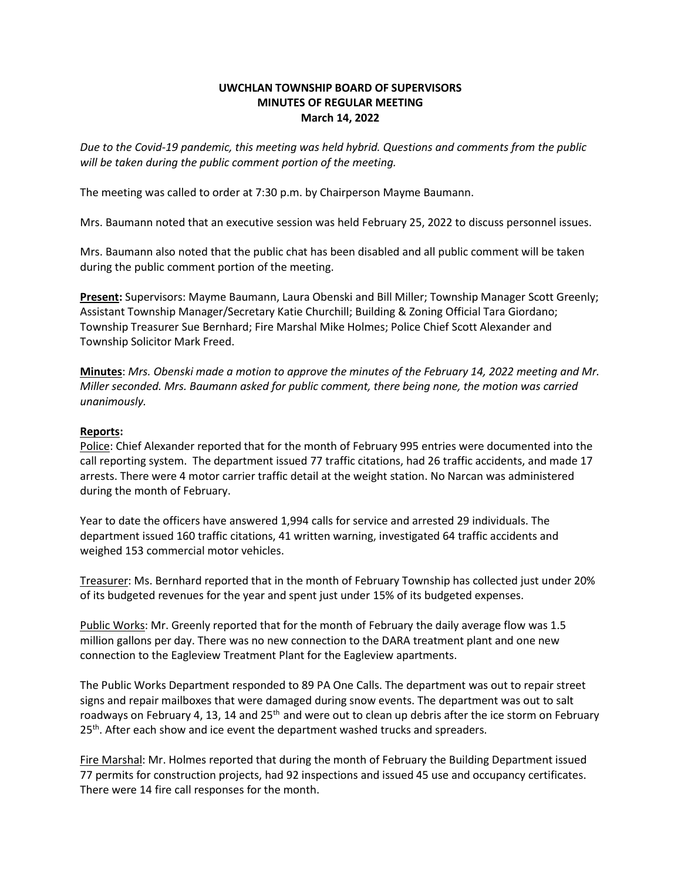**UWCHLAN TOWNSHIP BOARD OF SUPERVISORS**
**MINUTES OF REGULAR MEETING**
**March 14, 2022**

*Due to the Covid-19 pandemic, this meeting was held hybrid. Questions and comments from the public will be taken during the public comment portion of the meeting.*

The meeting was called to order at 7:30 p.m. by Chairperson Mayme Baumann.

Mrs. Baumann noted that an executive session was held February 25, 2022 to discuss personnel issues.

Mrs. Baumann also noted that the public chat has been disabled and all public comment will be taken during the public comment portion of the meeting.

**Present:** Supervisors: Mayme Baumann, Laura Obenski and Bill Miller; Township Manager Scott Greenly; Assistant Township Manager/Secretary Katie Churchill; Building & Zoning Official Tara Giordano; Township Treasurer Sue Bernhard; Fire Marshal Mike Holmes; Police Chief Scott Alexander and Township Solicitor Mark Freed.

**Minutes**: *Mrs. Obenski made a motion to approve the minutes of the February 14, 2022 meeting and Mr. Miller seconded. Mrs. Baumann asked for public comment, there being none, the motion was carried unanimously.*

**Reports:**

Police: Chief Alexander reported that for the month of February 995 entries were documented into the call reporting system. The department issued 77 traffic citations, had 26 traffic accidents, and made 17 arrests. There were 4 motor carrier traffic detail at the weight station. No Narcan was administered during the month of February.

Year to date the officers have answered 1,994 calls for service and arrested 29 individuals. The department issued 160 traffic citations, 41 written warning, investigated 64 traffic accidents and weighed 153 commercial motor vehicles.

Treasurer: Ms. Bernhard reported that in the month of February Township has collected just under 20% of its budgeted revenues for the year and spent just under 15% of its budgeted expenses.

Public Works: Mr. Greenly reported that for the month of February the daily average flow was 1.5 million gallons per day. There was no new connection to the DARA treatment plant and one new connection to the Eagleview Treatment Plant for the Eagleview apartments.

The Public Works Department responded to 89 PA One Calls. The department was out to repair street signs and repair mailboxes that were damaged during snow events. The department was out to salt roadways on February 4, 13, 14 and 25th and were out to clean up debris after the ice storm on February 25th. After each show and ice event the department washed trucks and spreaders.

Fire Marshal: Mr. Holmes reported that during the month of February the Building Department issued 77 permits for construction projects, had 92 inspections and issued 45 use and occupancy certificates. There were 14 fire call responses for the month.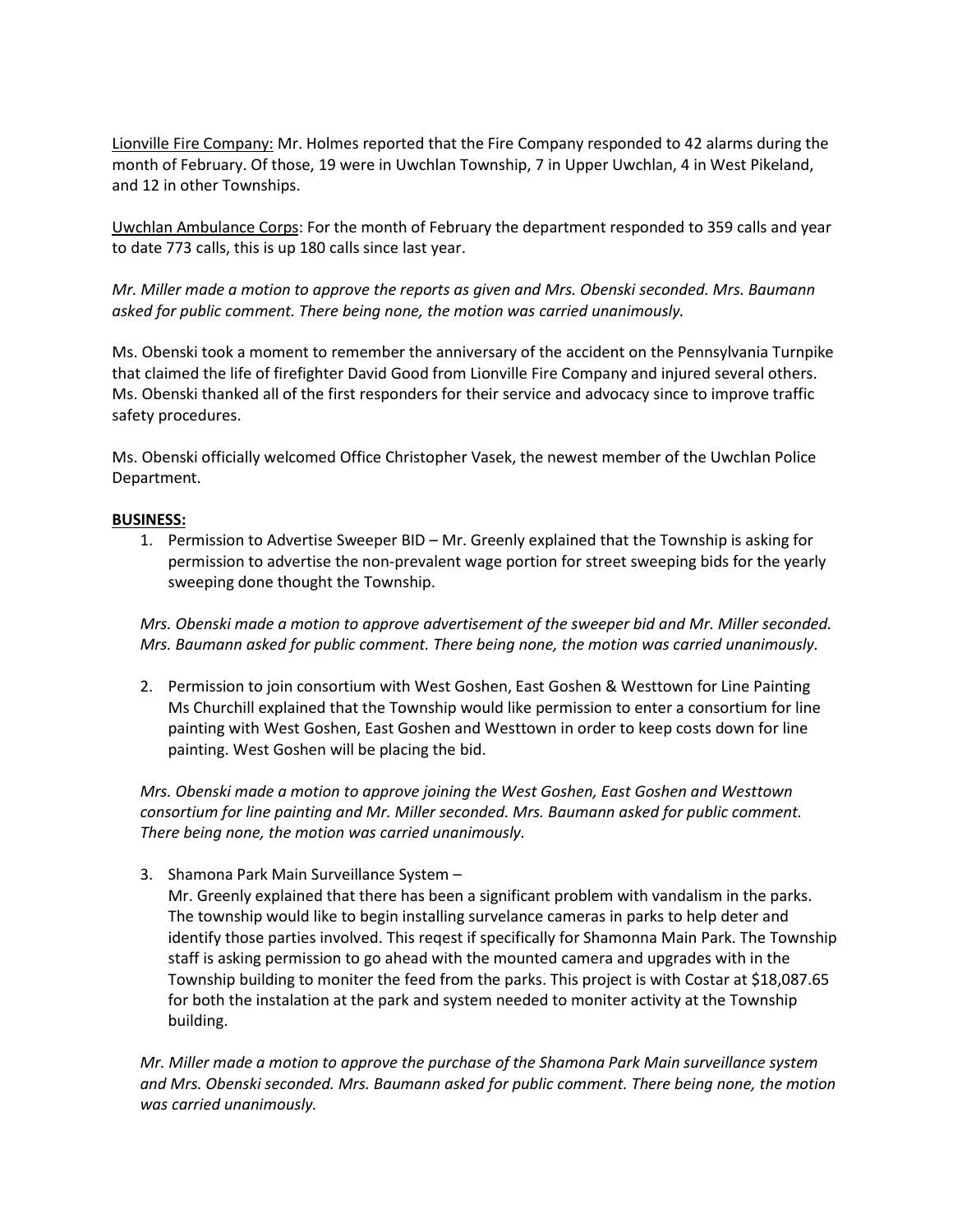Lionville Fire Company: Mr. Holmes reported that the Fire Company responded to 42 alarms during the month of February. Of those, 19 were in Uwchlan Township, 7 in Upper Uwchlan, 4 in West Pikeland, and 12 in other Townships.

Uwchlan Ambulance Corps: For the month of February the department responded to 359 calls and year to date 773 calls, this is up 180 calls since last year.

*Mr. Miller made a motion to approve the reports as given and Mrs. Obenski seconded. Mrs. Baumann asked for public comment. There being none, the motion was carried unanimously.*

Ms. Obenski took a moment to remember the anniversary of the accident on the Pennsylvania Turnpike that claimed the life of firefighter David Good from Lionville Fire Company and injured several others. Ms. Obenski thanked all of the first responders for their service and advocacy since to improve traffic safety procedures.

Ms. Obenski officially welcomed Office Christopher Vasek, the newest member of the Uwchlan Police Department.

**BUSINESS:**

1. Permission to Advertise Sweeper BID – Mr. Greenly explained that the Township is asking for permission to advertise the non-prevalent wage portion for street sweeping bids for the yearly sweeping done thought the Township.

*Mrs. Obenski made a motion to approve advertisement of the sweeper bid and Mr. Miller seconded. Mrs. Baumann asked for public comment. There being none, the motion was carried unanimously.*

2. Permission to join consortium with West Goshen, East Goshen & Westtown for Line Painting Ms Churchill explained that the Township would like permission to enter a consortium for line painting with West Goshen, East Goshen and Westtown in order to keep costs down for line painting. West Goshen will be placing the bid.

*Mrs. Obenski made a motion to approve joining the West Goshen, East Goshen and Westtown consortium for line painting and Mr. Miller seconded. Mrs. Baumann asked for public comment. There being none, the motion was carried unanimously.*

3. Shamona Park Main Surveillance System –
   Mr. Greenly explained that there has been a significant problem with vandalism in the parks. The township would like to begin installing survelance cameras in parks to help deter and identify those parties involved. This reqest if specifically for Shamonna Main Park. The Township staff is asking permission to go ahead with the mounted camera and upgrades with in the Township building to moniter the feed from the parks. This project is with Costar at $18,087.65 for both the instalation at the park and system needed to moniter activity at the Township building.

*Mr. Miller made a motion to approve the purchase of the Shamona Park Main surveillance system and Mrs. Obenski seconded. Mrs. Baumann asked for public comment. There being none, the motion was carried unanimously.*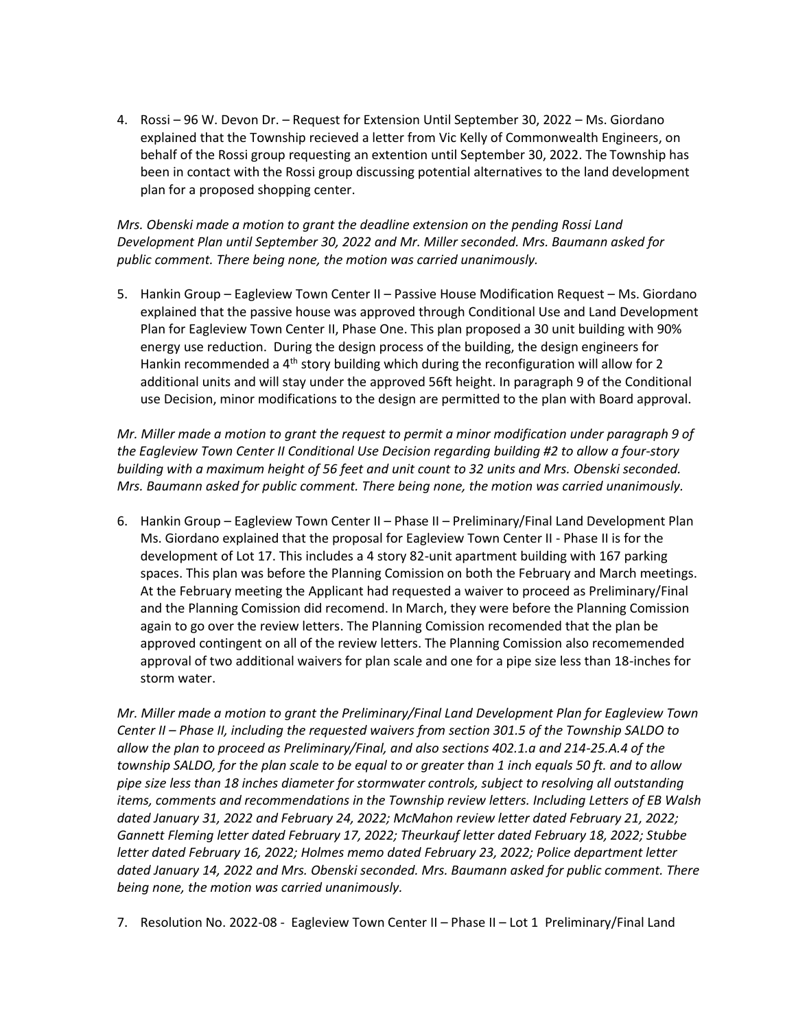4. Rossi – 96 W. Devon Dr. – Request for Extension Until September 30, 2022 – Ms. Giordano explained that the Township recieved a letter from Vic Kelly of Commonwealth Engineers, on behalf of the Rossi group requesting an extention until September 30, 2022. The Township has been in contact with the Rossi group discussing potential alternatives to the land development plan for a proposed shopping center.

*Mrs. Obenski made a motion to grant the deadline extension on the pending Rossi Land Development Plan until September 30, 2022 and Mr. Miller seconded. Mrs. Baumann asked for public comment. There being none, the motion was carried unanimously.*

5. Hankin Group – Eagleview Town Center II – Passive House Modification Request – Ms. Giordano explained that the passive house was approved through Conditional Use and Land Development Plan for Eagleview Town Center II, Phase One. This plan proposed a 30 unit building with 90% energy use reduction. During the design process of the building, the design engineers for Hankin recommended a 4th story building which during the reconfiguration will allow for 2 additional units and will stay under the approved 56ft height. In paragraph 9 of the Conditional use Decision, minor modifications to the design are permitted to the plan with Board approval.

*Mr. Miller made a motion to grant the request to permit a minor modification under paragraph 9 of the Eagleview Town Center II Conditional Use Decision regarding building #2 to allow a four-story building with a maximum height of 56 feet and unit count to 32 units and Mrs. Obenski seconded. Mrs. Baumann asked for public comment. There being none, the motion was carried unanimously.*

6. Hankin Group – Eagleview Town Center II – Phase II – Preliminary/Final Land Development Plan Ms. Giordano explained that the proposal for Eagleview Town Center II - Phase II is for the development of Lot 17. This includes a 4 story 82-unit apartment building with 167 parking spaces. This plan was before the Planning Comission on both the February and March meetings. At the February meeting the Applicant had requested a waiver to proceed as Preliminary/Final and the Planning Comission did recomend. In March, they were before the Planning Comission again to go over the review letters. The Planning Comission recomended that the plan be approved contingent on all of the review letters. The Planning Comission also recomemended approval of two additional waivers for plan scale and one for a pipe size less than 18-inches for storm water.

*Mr. Miller made a motion to grant the Preliminary/Final Land Development Plan for Eagleview Town Center II – Phase II, including the requested waivers from section 301.5 of the Township SALDO to allow the plan to proceed as Preliminary/Final, and also sections 402.1.a and 214-25.A.4 of the township SALDO, for the plan scale to be equal to or greater than 1 inch equals 50 ft. and to allow pipe size less than 18 inches diameter for stormwater controls, subject to resolving all outstanding items, comments and recommendations in the Township review letters. Including Letters of EB Walsh dated January 31, 2022 and February 24, 2022; McMahon review letter dated February 21, 2022; Gannett Fleming letter dated February 17, 2022; Theurkauf letter dated February 18, 2022; Stubbe letter dated February 16, 2022; Holmes memo dated February 23, 2022; Police department letter dated January 14, 2022 and Mrs. Obenski seconded. Mrs. Baumann asked for public comment. There being none, the motion was carried unanimously.*

7. Resolution No. 2022-08 - Eagleview Town Center II – Phase II – Lot 1 Preliminary/Final Land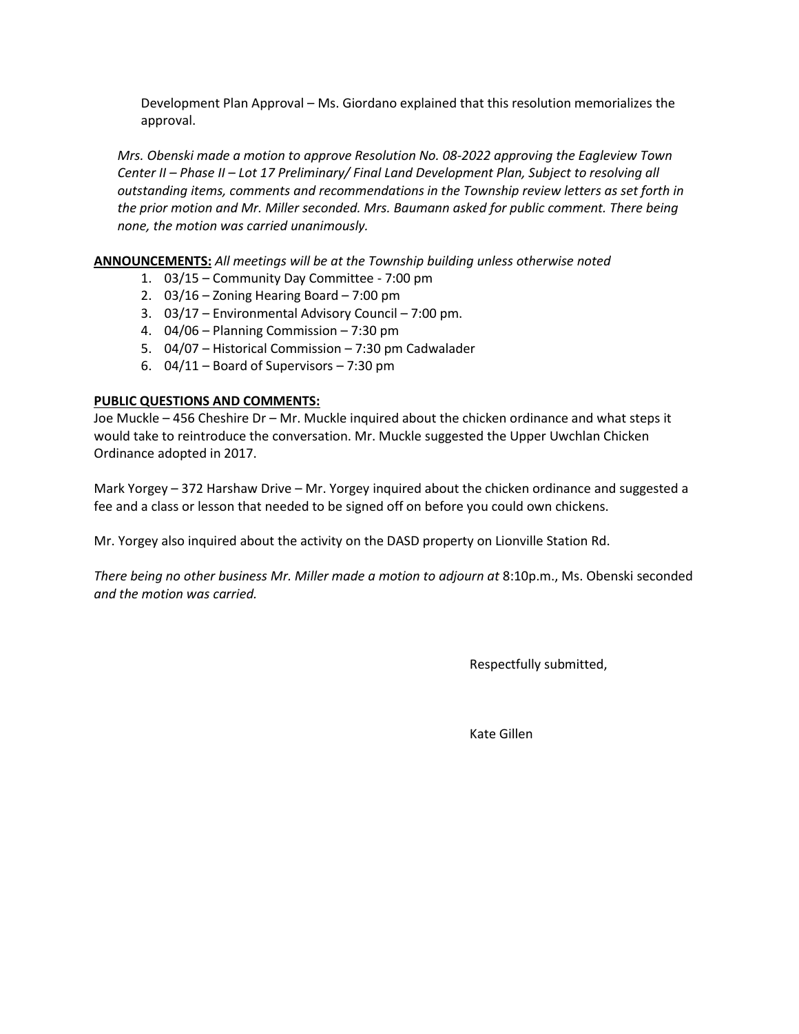Development Plan Approval – Ms. Giordano explained that this resolution memorializes the approval.

*Mrs. Obenski made a motion to approve Resolution No. 08-2022 approving the Eagleview Town Center II – Phase II – Lot 17 Preliminary/ Final Land Development Plan, Subject to resolving all outstanding items, comments and recommendations in the Township review letters as set forth in the prior motion and Mr. Miller seconded. Mrs. Baumann asked for public comment. There being none, the motion was carried unanimously.*

**ANNOUNCEMENTS:** *All meetings will be at the Township building unless otherwise noted*

1. 03/15 – Community Day Committee - 7:00 pm
2. 03/16 – Zoning Hearing Board – 7:00 pm
3. 03/17 – Environmental Advisory Council – 7:00 pm.
4. 04/06 – Planning Commission – 7:30 pm
5. 04/07 – Historical Commission – 7:30 pm Cadwalader
6. 04/11 – Board of Supervisors – 7:30 pm

**PUBLIC QUESTIONS AND COMMENTS:**

Joe Muckle – 456 Cheshire Dr – Mr. Muckle inquired about the chicken ordinance and what steps it would take to reintroduce the conversation. Mr. Muckle suggested the Upper Uwchlan Chicken Ordinance adopted in 2017.

Mark Yorgey – 372 Harshaw Drive – Mr. Yorgey inquired about the chicken ordinance and suggested a fee and a class or lesson that needed to be signed off on before you could own chickens.

Mr. Yorgey also inquired about the activity on the DASD property on Lionville Station Rd.

*There being no other business Mr. Miller made a motion to adjourn at* 8:10p.m., Ms. Obenski seconded *and the motion was carried.*

Respectfully submitted,

Kate Gillen